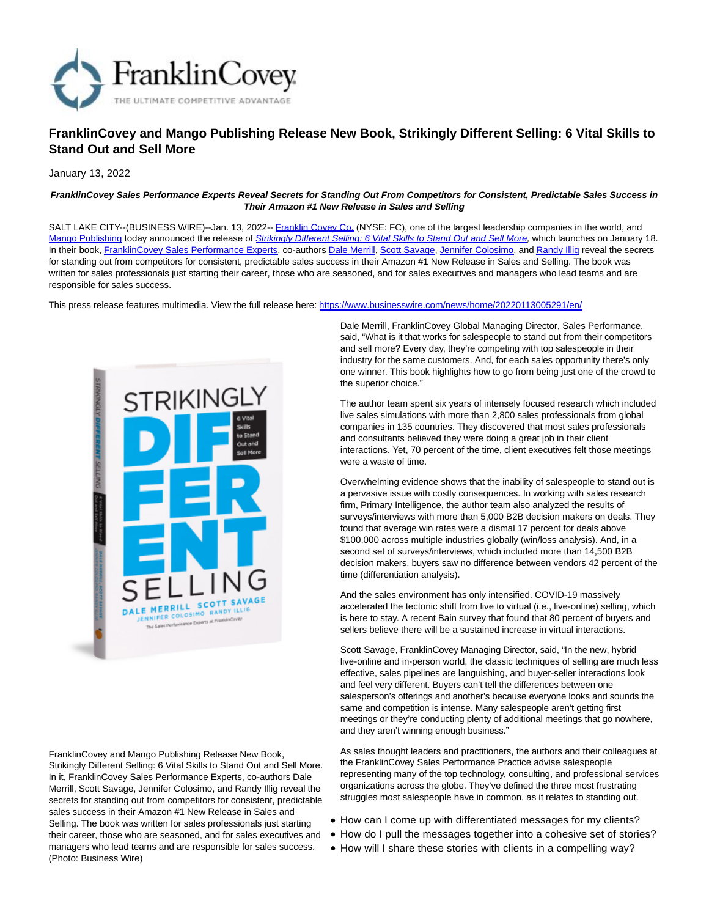# FranklinCovey and Mango Publishing Release New Book, Strikingly Different Selling: 6 Vital Skills to Stand Out and Sell More

January 13, 2022

***FranklinCovey Sales Performance Experts Reveal Secrets for Standing Out From Competitors for Consistent, Predictable Sales Success in Their Amazon #1 New Release in Sales and Selling***

SALT LAKE CITY--(BUSINESS WIRE)--Jan. 13, 2022-- Franklin Covey Co. (NYSE: FC), one of the largest leadership companies in the world, and Mango Publishing today announced the release of *Strikingly Different Selling: 6 Vital Skills to Stand Out and Sell More*, which launches on January 18. In their book, FranklinCovey Sales Performance Experts, co-authors Dale Merrill, Scott Savage, Jennifer Colosimo, and Randy Illig reveal the secrets for standing out from competitors for consistent, predictable sales success in their Amazon #1 New Release in Sales and Selling. The book was written for sales professionals just starting their career, those who are seasoned, and for sales executives and managers who lead teams and are responsible for sales success.

This press release features multimedia. View the full release here: https://www.businesswire.com/news/home/20220113005291/en/

FranklinCovey and Mango Publishing Release New Book, Strikingly Different Selling: 6 Vital Skills to Stand Out and Sell More. In it, FranklinCovey Sales Performance Experts, co-authors Dale Merrill, Scott Savage, Jennifer Colosimo, and Randy Illig reveal the secrets for standing out from competitors for consistent, predictable sales success in their Amazon #1 New Release in Sales and Selling. The book was written for sales professionals just starting their career, those who are seasoned, and for sales executives and managers who lead teams and are responsible for sales success. (Photo: Business Wire)

Dale Merrill, FranklinCovey Global Managing Director, Sales Performance, said, "What is it that works for salespeople to stand out from their competitors and sell more? Every day, they're competing with top salespeople in their industry for the same customers. And, for each sales opportunity there's only one winner. This book highlights how to go from being just one of the crowd to the superior choice."

The author team spent six years of intensely focused research which included live sales simulations with more than 2,800 sales professionals from global companies in 135 countries. They discovered that most sales professionals and consultants believed they were doing a great job in their client interactions. Yet, 70 percent of the time, client executives felt those meetings were a waste of time.

Overwhelming evidence shows that the inability of salespeople to stand out is a pervasive issue with costly consequences. In working with sales research firm, Primary Intelligence, the author team also analyzed the results of surveys/interviews with more than 5,000 B2B decision makers on deals. They found that average win rates were a dismal 17 percent for deals above $100,000 across multiple industries globally (win/loss analysis). And, in a second set of surveys/interviews, which included more than 14,500 B2B decision makers, buyers saw no difference between vendors 42 percent of the time (differentiation analysis).

And the sales environment has only intensified. COVID-19 massively accelerated the tectonic shift from live to virtual (i.e., live-online) selling, which is here to stay. A recent Bain survey that found that 80 percent of buyers and sellers believe there will be a sustained increase in virtual interactions.

Scott Savage, FranklinCovey Managing Director, said, "In the new, hybrid live-online and in-person world, the classic techniques of selling are much less effective, sales pipelines are languishing, and buyer-seller interactions look and feel very different. Buyers can't tell the differences between one salesperson's offerings and another's because everyone looks and sounds the same and competition is intense. Many salespeople aren't getting first meetings or they're conducting plenty of additional meetings that go nowhere, and they aren't winning enough business."

As sales thought leaders and practitioners, the authors and their colleagues at the FranklinCovey Sales Performance Practice advise salespeople representing many of the top technology, consulting, and professional services organizations across the globe. They've defined the three most frustrating struggles most salespeople have in common, as it relates to standing out.

- How can I come up with differentiated messages for my clients?
- How do I pull the messages together into a cohesive set of stories?
- How will I share these stories with clients in a compelling way?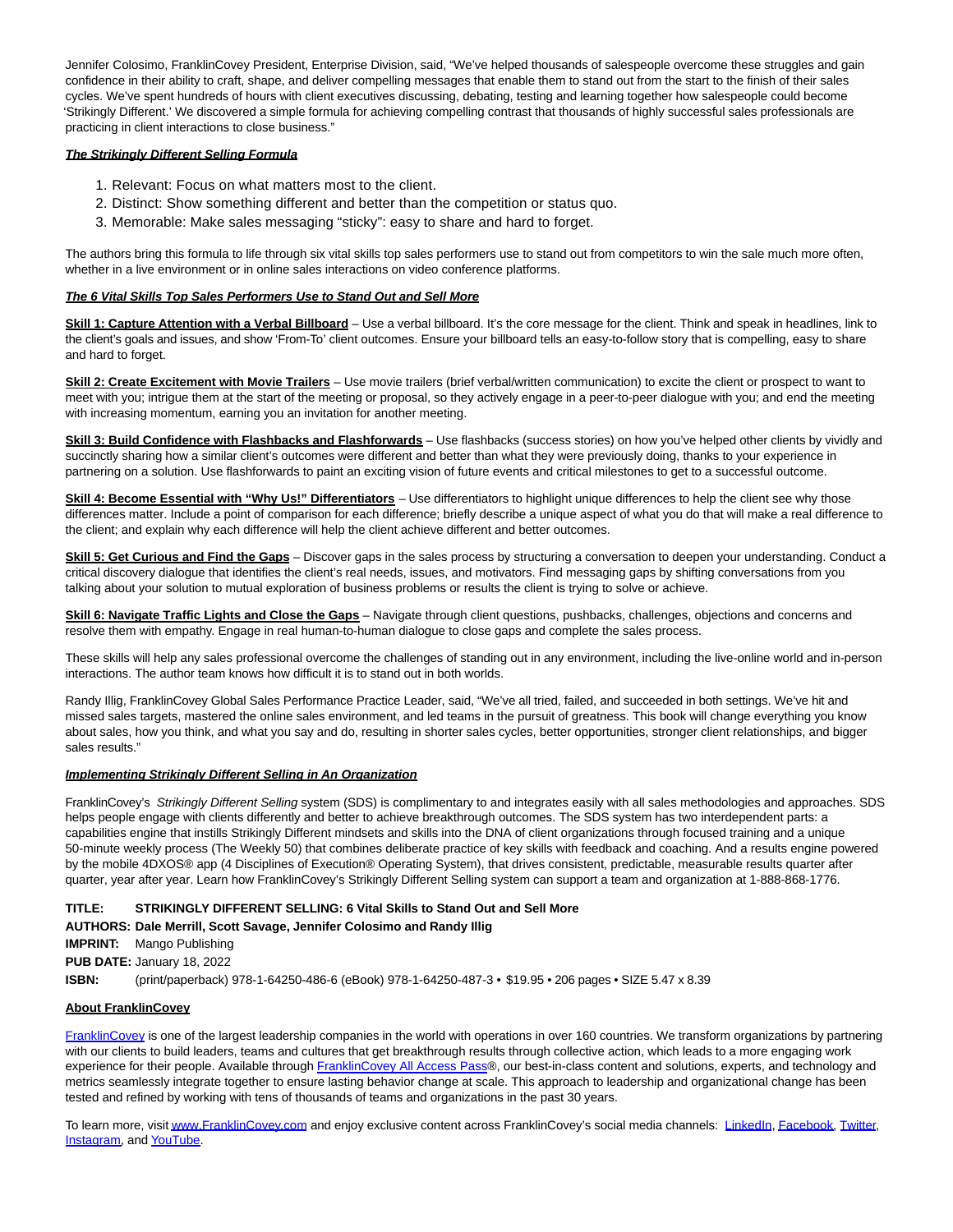Jennifer Colosimo, FranklinCovey President, Enterprise Division, said, "We've helped thousands of salespeople overcome these struggles and gain confidence in their ability to craft, shape, and deliver compelling messages that enable them to stand out from the start to the finish of their sales cycles. We've spent hundreds of hours with client executives discussing, debating, testing and learning together how salespeople could become 'Strikingly Different.' We discovered a simple formula for achieving compelling contrast that thousands of highly successful sales professionals are practicing in client interactions to close business."

***The Strikingly Different Selling Formula***

1. Relevant: Focus on what matters most to the client.
2. Distinct: Show something different and better than the competition or status quo.
3. Memorable: Make sales messaging "sticky": easy to share and hard to forget.

The authors bring this formula to life through six vital skills top sales performers use to stand out from competitors to win the sale much more often, whether in a live environment or in online sales interactions on video conference platforms.

***The 6 Vital Skills Top Sales Performers Use to Stand Out and Sell More***

**Skill 1: Capture Attention with a Verbal Billboard** – Use a verbal billboard. It's the core message for the client. Think and speak in headlines, link to the client's goals and issues, and show 'From-To' client outcomes. Ensure your billboard tells an easy-to-follow story that is compelling, easy to share and hard to forget.

**Skill 2: Create Excitement with Movie Trailers** – Use movie trailers (brief verbal/written communication) to excite the client or prospect to want to meet with you; intrigue them at the start of the meeting or proposal, so they actively engage in a peer-to-peer dialogue with you; and end the meeting with increasing momentum, earning you an invitation for another meeting.

**Skill 3: Build Confidence with Flashbacks and Flashforwards** – Use flashbacks (success stories) on how you've helped other clients by vividly and succinctly sharing how a similar client's outcomes were different and better than what they were previously doing, thanks to your experience in partnering on a solution. Use flashforwards to paint an exciting vision of future events and critical milestones to get to a successful outcome.

**Skill 4: Become Essential with "Why Us!" Differentiators** – Use differentiators to highlight unique differences to help the client see why those differences matter. Include a point of comparison for each difference; briefly describe a unique aspect of what you do that will make a real difference to the client; and explain why each difference will help the client achieve different and better outcomes.

**Skill 5: Get Curious and Find the Gaps** – Discover gaps in the sales process by structuring a conversation to deepen your understanding. Conduct a critical discovery dialogue that identifies the client's real needs, issues, and motivators. Find messaging gaps by shifting conversations from you talking about your solution to mutual exploration of business problems or results the client is trying to solve or achieve.

**Skill 6: Navigate Traffic Lights and Close the Gaps** – Navigate through client questions, pushbacks, challenges, objections and concerns and resolve them with empathy. Engage in real human-to-human dialogue to close gaps and complete the sales process.

These skills will help any sales professional overcome the challenges of standing out in any environment, including the live-online world and in-person interactions. The author team knows how difficult it is to stand out in both worlds.

Randy Illig, FranklinCovey Global Sales Performance Practice Leader, said, "We've all tried, failed, and succeeded in both settings. We've hit and missed sales targets, mastered the online sales environment, and led teams in the pursuit of greatness. This book will change everything you know about sales, how you think, and what you say and do, resulting in shorter sales cycles, better opportunities, stronger client relationships, and bigger sales results."

***Implementing Strikingly Different Selling in An Organization***

FranklinCovey's *Strikingly Different Selling* system (SDS) is complimentary to and integrates easily with all sales methodologies and approaches. SDS helps people engage with clients differently and better to achieve breakthrough outcomes. The SDS system has two interdependent parts: a capabilities engine that instills Strikingly Different mindsets and skills into the DNA of client organizations through focused training and a unique 50-minute weekly process (The Weekly 50) that combines deliberate practice of key skills with feedback and coaching. And a results engine powered by the mobile 4DXOS® app (4 Disciplines of Execution® Operating System), that drives consistent, predictable, measurable results quarter after quarter, year after year. Learn how FranklinCovey's Strikingly Different Selling system can support a team and organization at 1-888-868-1776.

**TITLE:** **STRIKINGLY DIFFERENT SELLING: 6 Vital Skills to Stand Out and Sell More**
**AUTHORS: Dale Merrill, Scott Savage, Jennifer Colosimo and Randy Illig**
**IMPRINT:** Mango Publishing
**PUB DATE:** January 18, 2022
**ISBN:** (print/paperback) 978-1-64250-486-6 (eBook) 978-1-64250-487-3 • $19.95 • 206 pages • SIZE 5.47 x 8.39

**About FranklinCovey**

FranklinCovey is one of the largest leadership companies in the world with operations in over 160 countries. We transform organizations by partnering with our clients to build leaders, teams and cultures that get breakthrough results through collective action, which leads to a more engaging work experience for their people. Available through FranklinCovey All Access Pass®, our best-in-class content and solutions, experts, and technology and metrics seamlessly integrate together to ensure lasting behavior change at scale. This approach to leadership and organizational change has been tested and refined by working with tens of thousands of teams and organizations in the past 30 years.

To learn more, visit www.FranklinCovey.com and enjoy exclusive content across FranklinCovey's social media channels: LinkedIn, Facebook, Twitter, Instagram, and YouTube.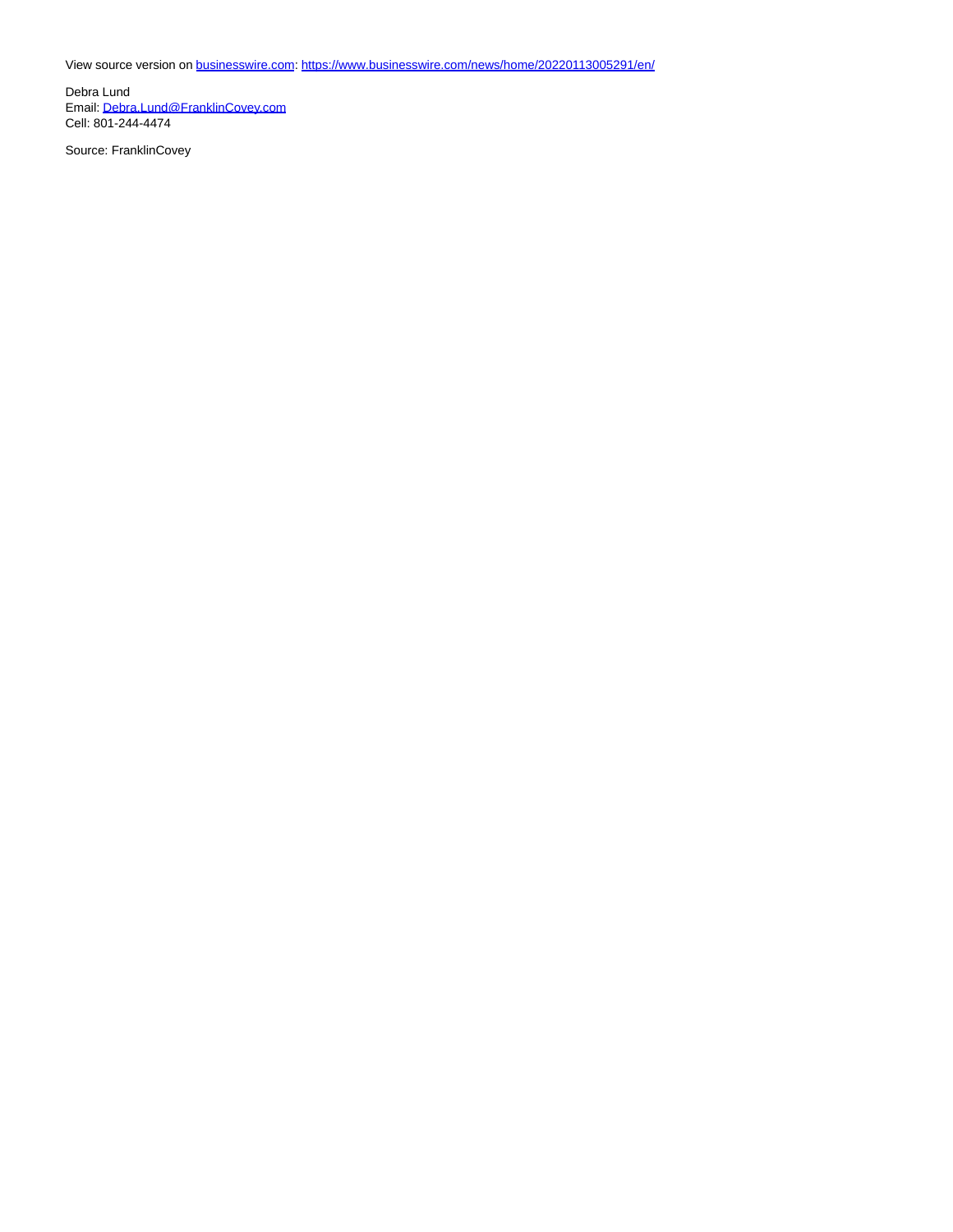View source version on businesswire.com: https://www.businesswire.com/news/home/20220113005291/en/

Debra Lund
Email: Debra.Lund@FranklinCovey.com
Cell: 801-244-4474

Source: FranklinCovey